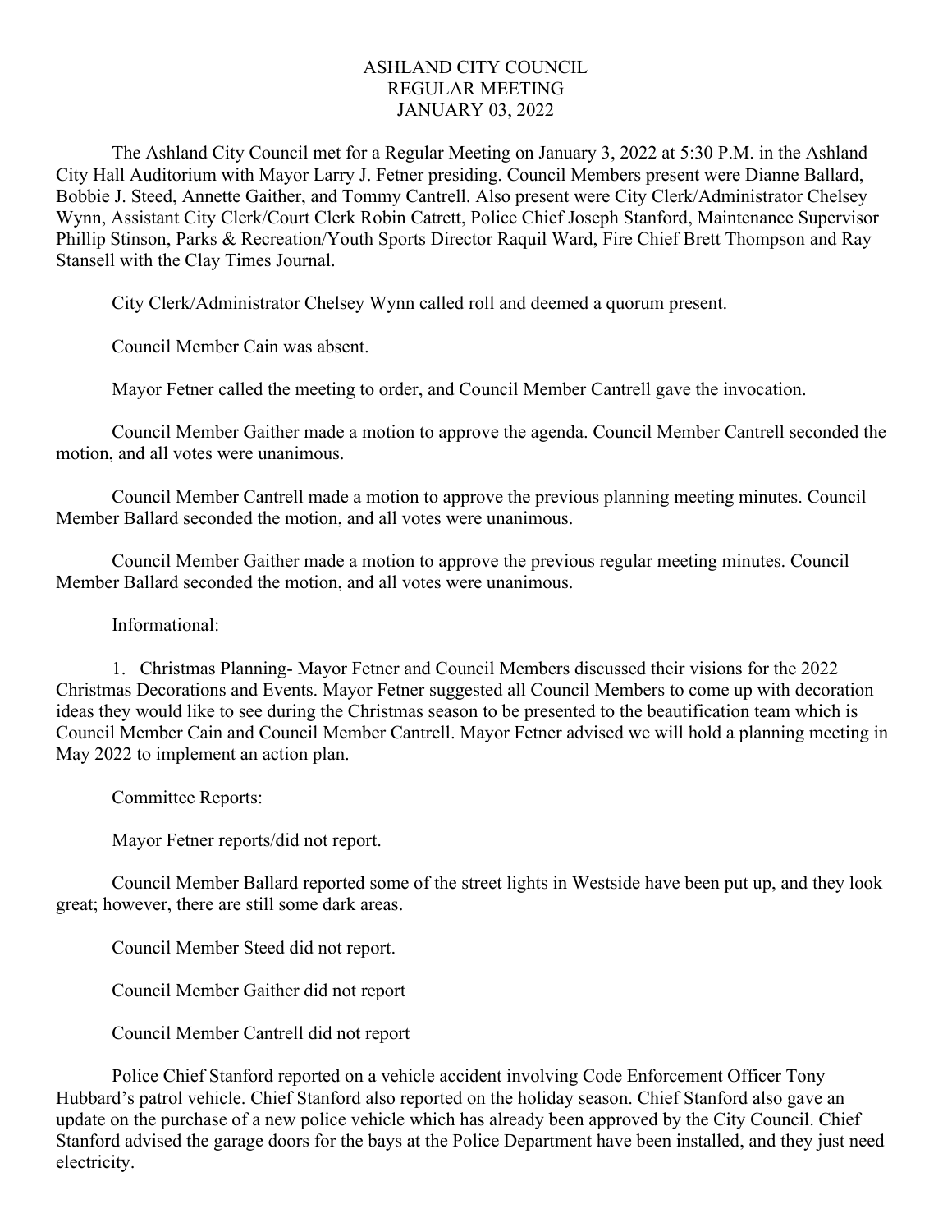# ASHLAND CITY COUNCIL
## REGULAR MEETING
## JANUARY 03, 2022

The Ashland City Council met for a Regular Meeting on January 3, 2022 at 5:30 P.M. in the Ashland City Hall Auditorium with Mayor Larry J. Fetner presiding. Council Members present were Dianne Ballard, Bobbie J. Steed, Annette Gaither, and Tommy Cantrell. Also present were City Clerk/Administrator Chelsey Wynn, Assistant City Clerk/Court Clerk Robin Catrett, Police Chief Joseph Stanford, Maintenance Supervisor Phillip Stinson, Parks & Recreation/Youth Sports Director Raquil Ward, Fire Chief Brett Thompson and Ray Stansell with the Clay Times Journal.

City Clerk/Administrator Chelsey Wynn called roll and deemed a quorum present.

Council Member Cain was absent.

Mayor Fetner called the meeting to order, and Council Member Cantrell gave the invocation.

Council Member Gaither made a motion to approve the agenda. Council Member Cantrell seconded the motion, and all votes were unanimous.

Council Member Cantrell made a motion to approve the previous planning meeting minutes. Council Member Ballard seconded the motion, and all votes were unanimous.

Council Member Gaither made a motion to approve the previous regular meeting minutes. Council Member Ballard seconded the motion, and all votes were unanimous.

Informational:

1. Christmas Planning- Mayor Fetner and Council Members discussed their visions for the 2022 Christmas Decorations and Events. Mayor Fetner suggested all Council Members to come up with decoration ideas they would like to see during the Christmas season to be presented to the beautification team which is Council Member Cain and Council Member Cantrell. Mayor Fetner advised we will hold a planning meeting in May 2022 to implement an action plan.

Committee Reports:

Mayor Fetner reports/did not report.

Council Member Ballard reported some of the street lights in Westside have been put up, and they look great; however, there are still some dark areas.

Council Member Steed did not report.

Council Member Gaither did not report

Council Member Cantrell did not report

Police Chief Stanford reported on a vehicle accident involving Code Enforcement Officer Tony Hubbard's patrol vehicle. Chief Stanford also reported on the holiday season. Chief Stanford also gave an update on the purchase of a new police vehicle which has already been approved by the City Council. Chief Stanford advised the garage doors for the bays at the Police Department have been installed, and they just need electricity.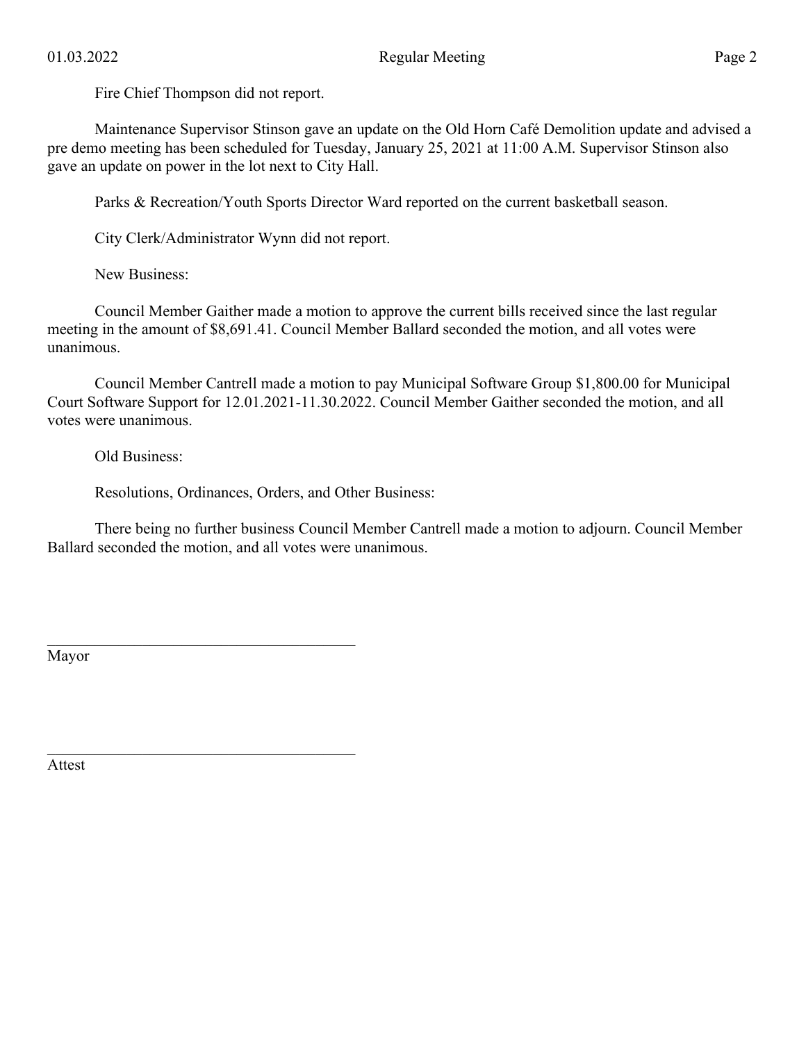Fire Chief Thompson did not report.

Maintenance Supervisor Stinson gave an update on the Old Horn Café Demolition update and advised a pre demo meeting has been scheduled for Tuesday, January 25, 2021 at 11:00 A.M. Supervisor Stinson also gave an update on power in the lot next to City Hall.

Parks & Recreation/Youth Sports Director Ward reported on the current basketball season.

City Clerk/Administrator Wynn did not report.

New Business:

Council Member Gaither made a motion to approve the current bills received since the last regular meeting in the amount of $8,691.41. Council Member Ballard seconded the motion, and all votes were unanimous.

Council Member Cantrell made a motion to pay Municipal Software Group $1,800.00 for Municipal Court Software Support for 12.01.2021-11.30.2022. Council Member Gaither seconded the motion, and all votes were unanimous.

Old Business:

Resolutions, Ordinances, Orders, and Other Business:

There being no further business Council Member Cantrell made a motion to adjourn. Council Member Ballard seconded the motion, and all votes were unanimous.

\_\_\_\_\_\_\_\_\_\_\_\_\_\_\_\_\_\_\_\_\_\_\_\_\_\_\_\_\_\_\_\_\_\_\_\_\_\_\_\_

Mayor

\_\_\_\_\_\_\_\_\_\_\_\_\_\_\_\_\_\_\_\_\_\_\_\_\_\_\_\_\_\_\_\_\_\_\_\_\_\_\_\_

Attest